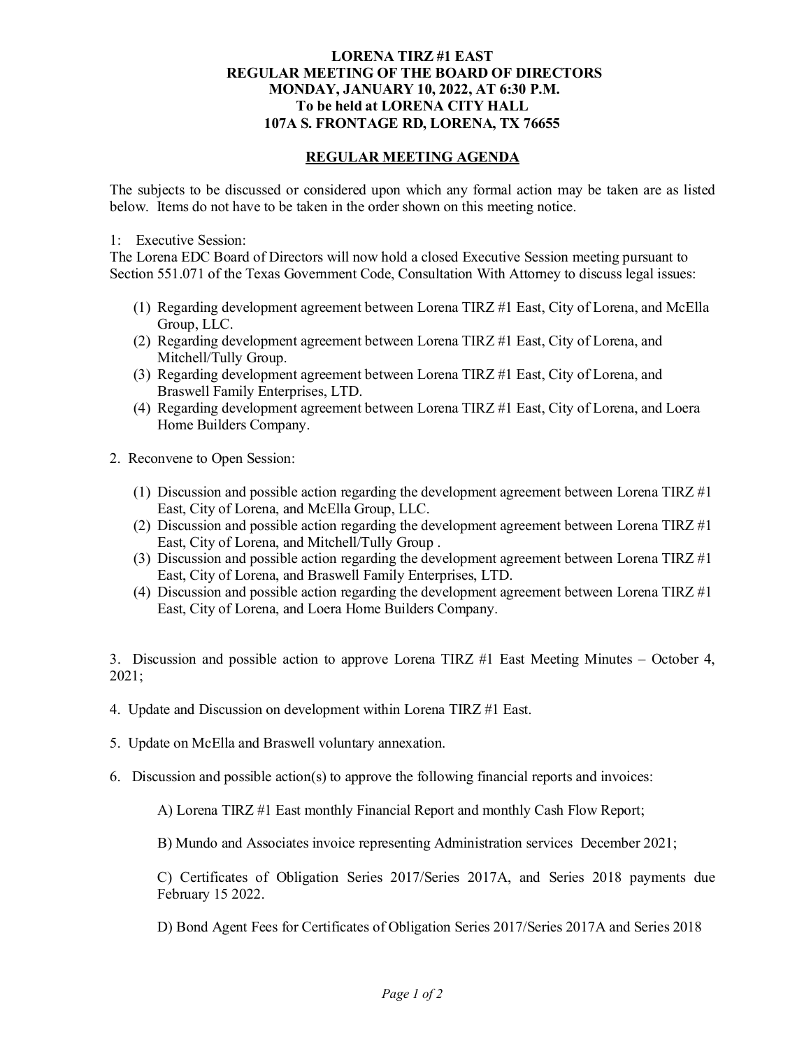**LORENA TIRZ #1 EAST**
**REGULAR MEETING OF THE BOARD OF DIRECTORS**
**MONDAY, JANUARY 10, 2022, AT 6:30 P.M.**
**To be held at LORENA CITY HALL**
**107A S. FRONTAGE RD, LORENA, TX 76655**

## REGULAR MEETING AGENDA

The subjects to be discussed or considered upon which any formal action may be taken are as listed below. Items do not have to be taken in the order shown on this meeting notice.

1: Executive Session:
The Lorena EDC Board of Directors will now hold a closed Executive Session meeting pursuant to Section 551.071 of the Texas Government Code, Consultation With Attorney to discuss legal issues:

(1) Regarding development agreement between Lorena TIRZ #1 East, City of Lorena, and McElla Group, LLC.
(2) Regarding development agreement between Lorena TIRZ #1 East, City of Lorena, and Mitchell/Tully Group.
(3) Regarding development agreement between Lorena TIRZ #1 East, City of Lorena, and Braswell Family Enterprises, LTD.
(4) Regarding development agreement between Lorena TIRZ #1 East, City of Lorena, and Loera Home Builders Company.

2. Reconvene to Open Session:

(1) Discussion and possible action regarding the development agreement between Lorena TIRZ #1 East, City of Lorena, and McElla Group, LLC.
(2) Discussion and possible action regarding the development agreement between Lorena TIRZ #1 East, City of Lorena, and Mitchell/Tully Group .
(3) Discussion and possible action regarding the development agreement between Lorena TIRZ #1 East, City of Lorena, and Braswell Family Enterprises, LTD.
(4) Discussion and possible action regarding the development agreement between Lorena TIRZ #1 East, City of Lorena, and Loera Home Builders Company.

3. Discussion and possible action to approve Lorena TIRZ #1 East Meeting Minutes – October 4, 2021;

4. Update and Discussion on development within Lorena TIRZ #1 East.

5. Update on McElla and Braswell voluntary annexation.

6. Discussion and possible action(s) to approve the following financial reports and invoices:

A) Lorena TIRZ #1 East monthly Financial Report and monthly Cash Flow Report;

B) Mundo and Associates invoice representing Administration services December 2021;

C) Certificates of Obligation Series 2017/Series 2017A, and Series 2018 payments due February 15 2022.

D) Bond Agent Fees for Certificates of Obligation Series 2017/Series 2017A and Series 2018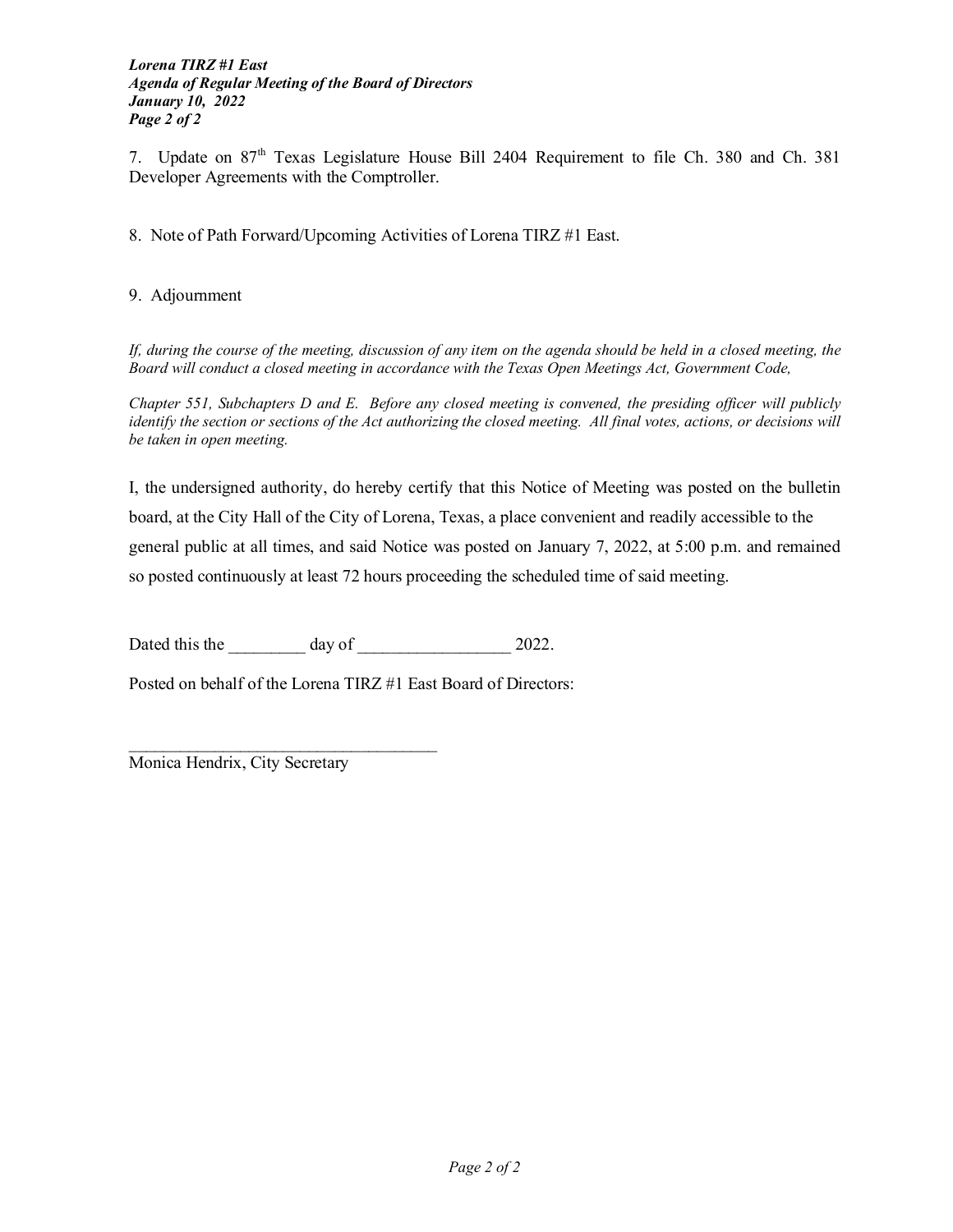7. Update on 87th Texas Legislature House Bill 2404 Requirement to file Ch. 380 and Ch. 381 Developer Agreements with the Comptroller.

8. Note of Path Forward/Upcoming Activities of Lorena TIRZ #1 East.

9. Adjournment

*If, during the course of the meeting, discussion of any item on the agenda should be held in a closed meeting, the Board will conduct a closed meeting in accordance with the Texas Open Meetings Act, Government Code,*

*Chapter 551, Subchapters D and E. Before any closed meeting is convened, the presiding officer will publicly identify the section or sections of the Act authorizing the closed meeting. All final votes, actions, or decisions will be taken in open meeting.*

I, the undersigned authority, do hereby certify that this Notice of Meeting was posted on the bulletin board, at the City Hall of the City of Lorena, Texas, a place convenient and readily accessible to the general public at all times, and said Notice was posted on January 7, 2022, at 5:00 p.m. and remained so posted continuously at least 72 hours proceeding the scheduled time of said meeting.

Dated this the _________ day of _________________ 2022.

Posted on behalf of the Lorena TIRZ #1 East Board of Directors:

_____________________________________
Monica Hendrix, City Secretary